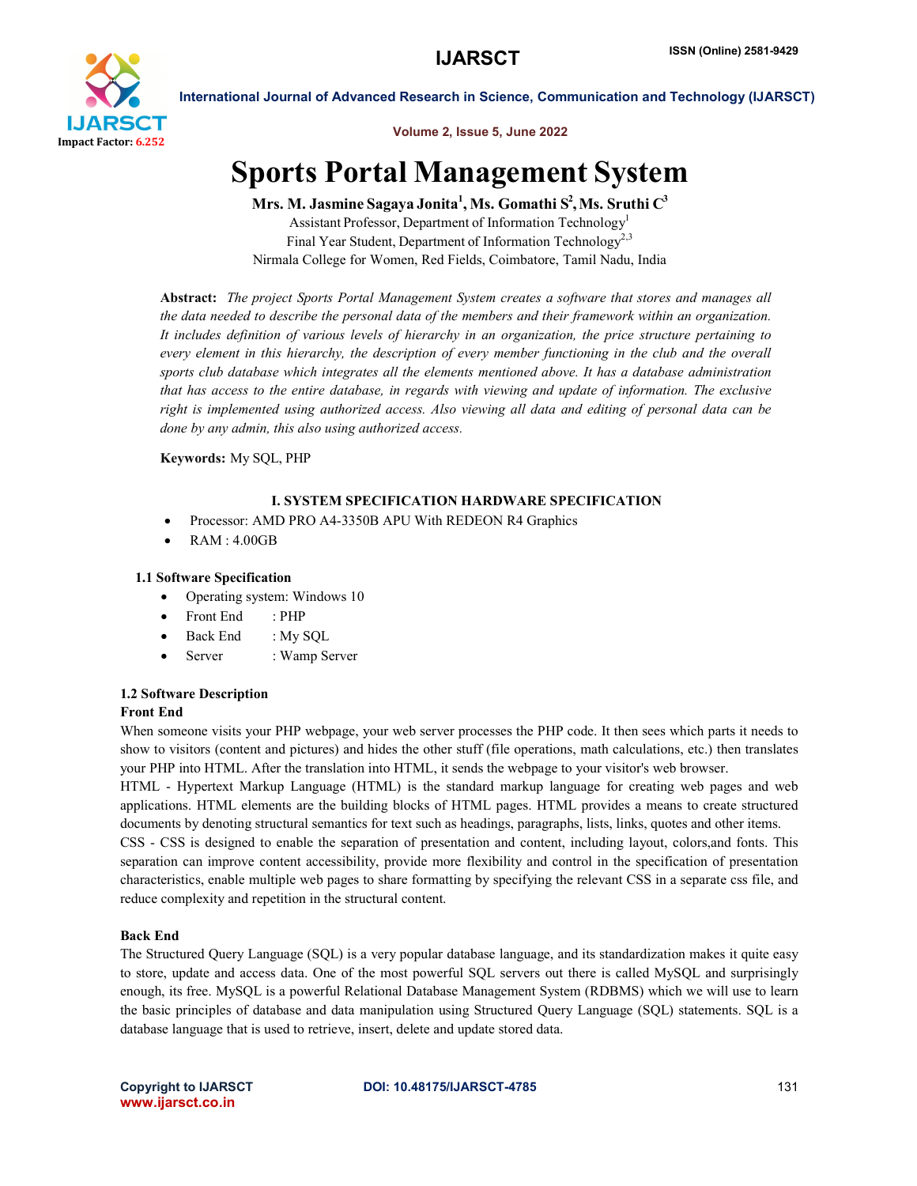# Sports Portal Management System

**Mrs. M. Jasmine Sagaya Jonita[1], Ms. Gomathi S[2], Ms. Sruthi C[3]**

Assistant Professor, Department of Information Technology[1]

Final Year Student, Department of Information Technology[2,3]

Nirmala College for Women, Red Fields, Coimbatore, Tamil Nadu, India

**Abstract:** *The project Sports Portal Management System creates a software that stores and manages all the data needed to describe the personal data of the members and their framework within an organization. It includes definition of various levels of hierarchy in an organization, the price structure pertaining to every element in this hierarchy, the description of every member functioning in the club and the overall sports club database which integrates all the elements mentioned above. It has a database administration that has access to the entire database, in regards with viewing and update of information. The exclusive right is implemented using authorized access. Also viewing all data and editing of personal data can be done by any admin, this also using authorized access.*

**Keywords:** My SQL, PHP

## I. SYSTEM SPECIFICATION HARDWARE SPECIFICATION

- Processor: AMD PRO A4-3350B APU With REDEON R4 Graphics
- RAM : 4.00GB

### 1.1 Software Specification

- Operating system: Windows 10
- Front End : PHP
- Back End : My SQL
- Server : Wamp Server

### 1.2 Software Description

**Front End**

When someone visits your PHP webpage, your web server processes the PHP code. It then sees which parts it needs to show to visitors (content and pictures) and hides the other stuff (file operations, math calculations, etc.) then translates your PHP into HTML. After the translation into HTML, it sends the webpage to your visitor's web browser.

HTML - Hypertext Markup Language (HTML) is the standard markup language for creating web pages and web applications. HTML elements are the building blocks of HTML pages. HTML provides a means to create structured documents by denoting structural semantics for text such as headings, paragraphs, lists, links, quotes and other items.

CSS - CSS is designed to enable the separation of presentation and content, including layout, colors,and fonts. This separation can improve content accessibility, provide more flexibility and control in the specification of presentation characteristics, enable multiple web pages to share formatting by specifying the relevant CSS in a separate css file, and reduce complexity and repetition in the structural content.

**Back End**

The Structured Query Language (SQL) is a very popular database language, and its standardization makes it quite easy to store, update and access data. One of the most powerful SQL servers out there is called MySQL and surprisingly enough, its free. MySQL is a powerful Relational Database Management System (RDBMS) which we will use to learn the basic principles of database and data manipulation using Structured Query Language (SQL) statements. SQL is a database language that is used to retrieve, insert, delete and update stored data.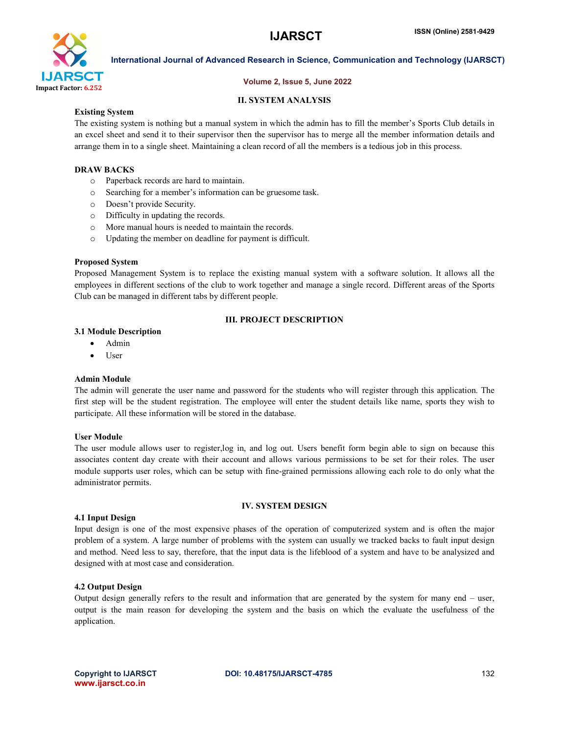## II. SYSTEM ANALYSIS

**Existing System**

The existing system is nothing but a manual system in which the admin has to fill the member's Sports Club details in an excel sheet and send it to their supervisor then the supervisor has to merge all the member information details and arrange them in to a single sheet. Maintaining a clean record of all the members is a tedious job in this process.

**DRAW BACKS**

- Paperback records are hard to maintain.
- Searching for a member's information can be gruesome task.
- Doesn't provide Security.
- Difficulty in updating the records.
- More manual hours is needed to maintain the records.
- Updating the member on deadline for payment is difficult.

**Proposed System**

Proposed Management System is to replace the existing manual system with a software solution. It allows all the employees in different sections of the club to work together and manage a single record. Different areas of the Sports Club can be managed in different tabs by different people.

## III. PROJECT DESCRIPTION

### 3.1 Module Description

- Admin
- User

**Admin Module**

The admin will generate the user name and password for the students who will register through this application. The first step will be the student registration. The employee will enter the student details like name, sports they wish to participate. All these information will be stored in the database.

**User Module**

The user module allows user to register,log in, and log out. Users benefit form begin able to sign on because this associates content day create with their account and allows various permissions to be set for their roles. The user module supports user roles, which can be setup with fine-grained permissions allowing each role to do only what the administrator permits.

## IV. SYSTEM DESIGN

### 4.1 Input Design

Input design is one of the most expensive phases of the operation of computerized system and is often the major problem of a system. A large number of problems with the system can usually we tracked backs to fault input design and method. Need less to say, therefore, that the input data is the lifeblood of a system and have to be analysized and designed with at most case and consideration.

### 4.2 Output Design

Output design generally refers to the result and information that are generated by the system for many end – user, output is the main reason for developing the system and the basis on which the evaluate the usefulness of the application.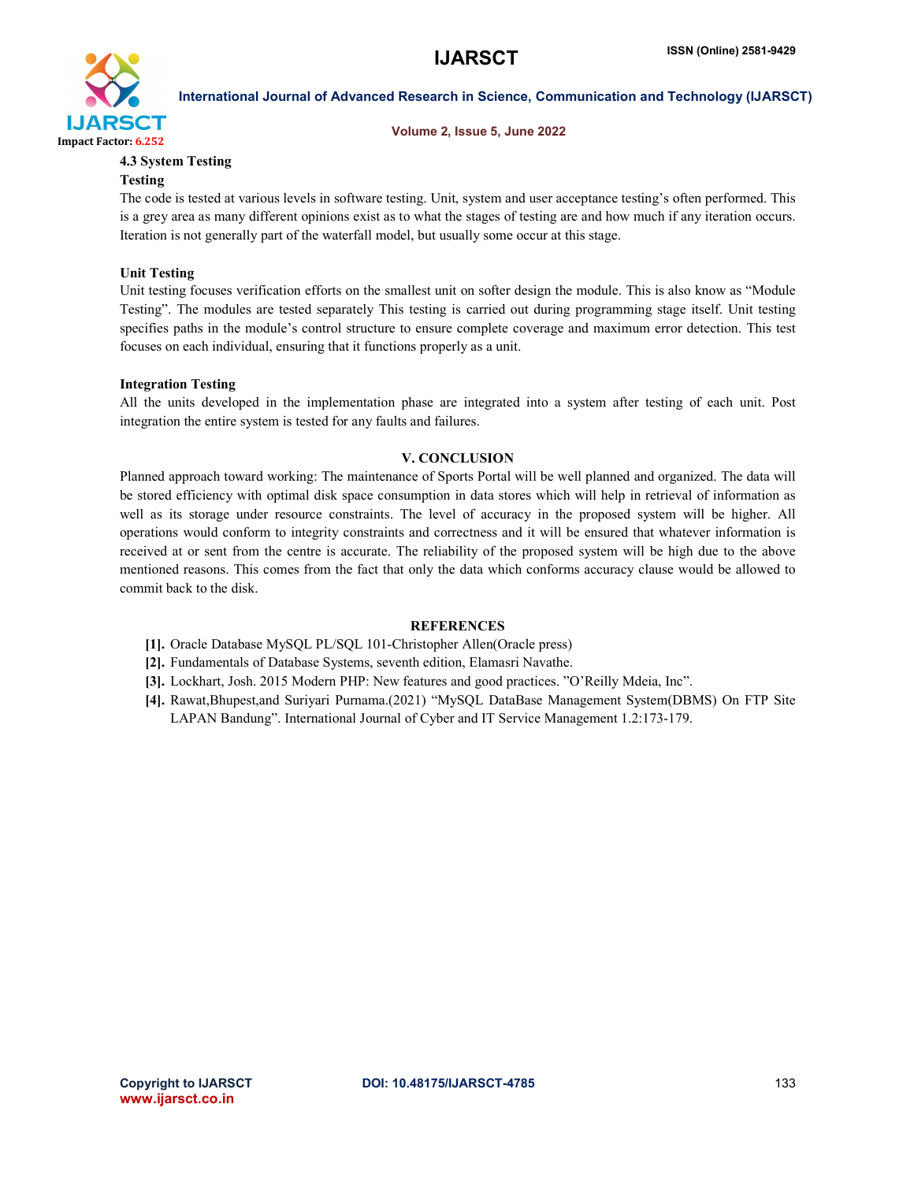### 4.3 System Testing

**Testing**

The code is tested at various levels in software testing. Unit, system and user acceptance testing's often performed. This is a grey area as many different opinions exist as to what the stages of testing are and how much if any iteration occurs. Iteration is not generally part of the waterfall model, but usually some occur at this stage.

**Unit Testing**

Unit testing focuses verification efforts on the smallest unit on softer design the module. This is also know as "Module Testing". The modules are tested separately This testing is carried out during programming stage itself. Unit testing specifies paths in the module's control structure to ensure complete coverage and maximum error detection. This test focuses on each individual, ensuring that it functions properly as a unit.

**Integration Testing**

All the units developed in the implementation phase are integrated into a system after testing of each unit. Post integration the entire system is tested for any faults and failures.

## V. CONCLUSION

Planned approach toward working: The maintenance of Sports Portal will be well planned and organized. The data will be stored efficiency with optimal disk space consumption in data stores which will help in retrieval of information as well as its storage under resource constraints. The level of accuracy in the proposed system will be higher. All operations would conform to integrity constraints and correctness and it will be ensured that whatever information is received at or sent from the centre is accurate. The reliability of the proposed system will be high due to the above mentioned reasons. This comes from the fact that only the data which conforms accuracy clause would be allowed to commit back to the disk.

## REFERENCES

**[1].** Oracle Database MySQL PL/SQL 101-Christopher Allen(Oracle press)

**[2].** Fundamentals of Database Systems, seventh edition, Elamasri Navathe.

**[3].** Lockhart, Josh. 2015 Modern PHP: New features and good practices. "O'Reilly Mdeia, Inc".

**[4].** Rawat,Bhupest,and Suriyari Purnama.(2021) "MySQL DataBase Management System(DBMS) On FTP Site LAPAN Bandung". International Journal of Cyber and IT Service Management 1.2:173-179.